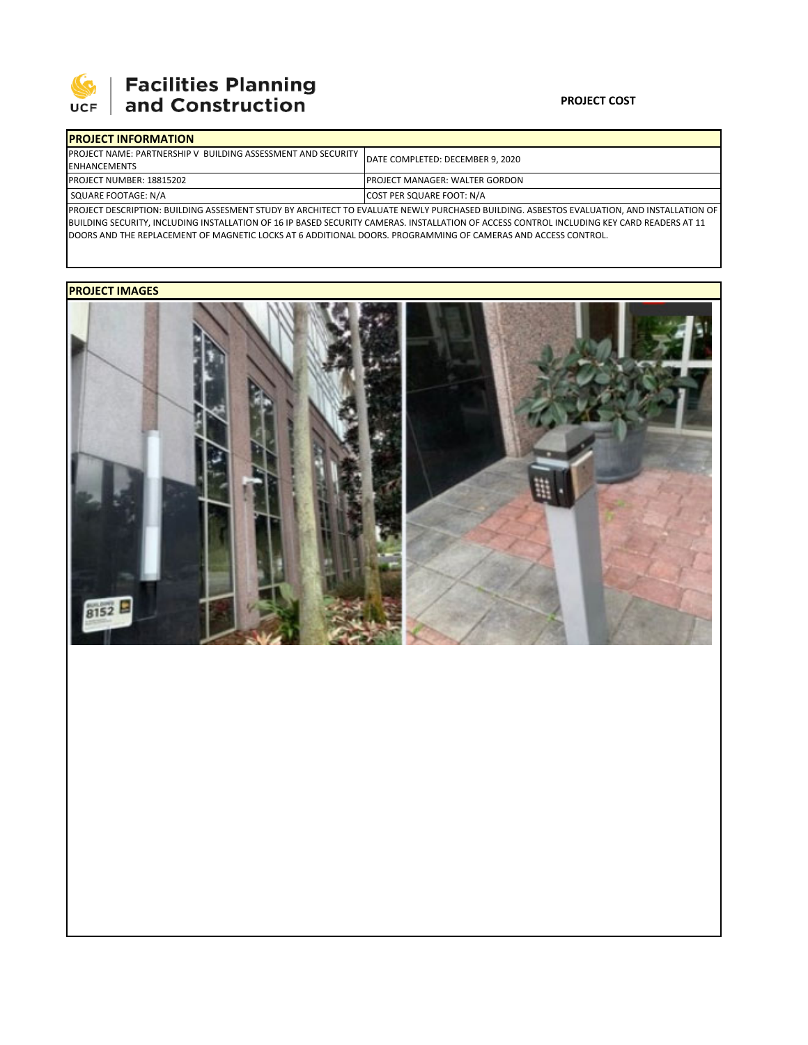Facilities Planning and Construction

**PROJECT COST**

| PROJECT INFORMATION | |
|---|---|
| PROJECT NAME: PARTNERSHIP V BUILDING ASSESSMENT AND SECURITY ENHANCEMENTS | DATE COMPLETED: DECEMBER 9, 2020 |
| PROJECT NUMBER: 18815202 | PROJECT MANAGER: WALTER GORDON |
| SQUARE FOOTAGE: N/A | COST PER SQUARE FOOT: N/A |

PROJECT DESCRIPTION: BUILDING ASSESMENT STUDY BY ARCHITECT TO EVALUATE NEWLY PURCHASED BUILDING. ASBESTOS EVALUATION, AND INSTALLATION OF BUILDING SECURITY, INCLUDING INSTALLATION OF 16 IP BASED SECURITY CAMERAS. INSTALLATION OF ACCESS CONTROL INCLUDING KEY CARD READERS AT 11 DOORS AND THE REPLACEMENT OF MAGNETIC LOCKS AT 6 ADDITIONAL DOORS. PROGRAMMING OF CAMERAS AND ACCESS CONTROL.

**PROJECT IMAGES**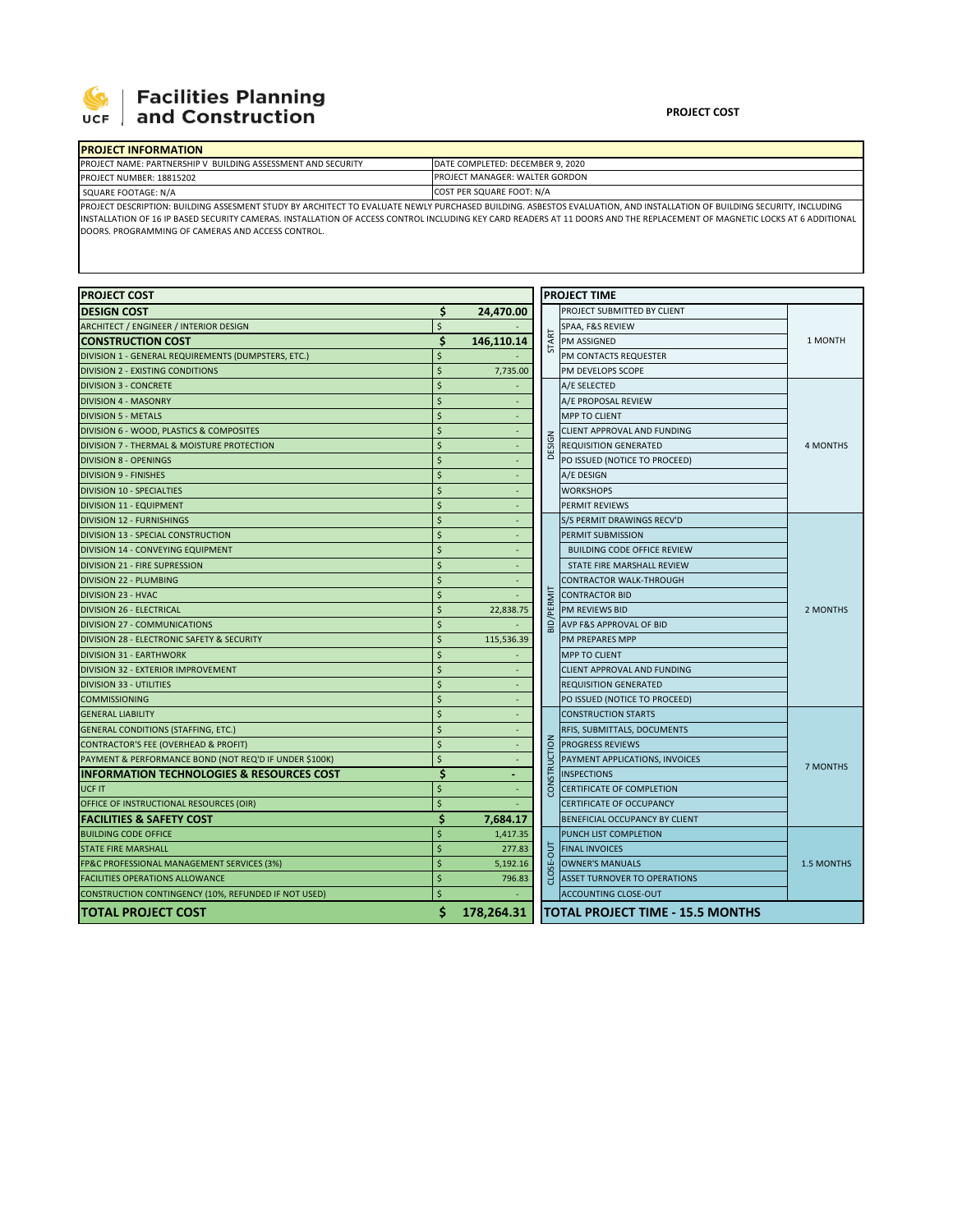# Facilities Planning and Construction

**PROJECT COST**

| **PROJECT INFORMATION** | |
|---|---|
| PROJECT NAME: PARTNERSHIP V BUILDING ASSESSMENT AND SECURITY | DATE COMPLETED: DECEMBER 9, 2020 |
| PROJECT NUMBER: 18815202 | PROJECT MANAGER: WALTER GORDON |
| SQUARE FOOTAGE: N/A | COST PER SQUARE FOOT: N/A |

PROJECT DESCRIPTION: BUILDING ASSESMENT STUDY BY ARCHITECT TO EVALUATE NEWLY PURCHASED BUILDING. ASBESTOS EVALUATION, AND INSTALLATION OF BUILDING SECURITY, INCLUDING INSTALLATION OF 16 IP BASED SECURITY CAMERAS. INSTALLATION OF ACCESS CONTROL INCLUDING KEY CARD READERS AT 11 DOORS AND THE REPLACEMENT OF MAGNETIC LOCKS AT 6 ADDITIONAL DOORS. PROGRAMMING OF CAMERAS AND ACCESS CONTROL.

| **PROJECT COST** | | |
|---|---|---|
| **DESIGN COST** | **$** | **24,470.00** |
| ARCHITECT / ENGINEER / INTERIOR DESIGN | $ | - |
| **CONSTRUCTION COST** | **$** | **146,110.14** |
| DIVISION 1 - GENERAL REQUIREMENTS (DUMPSTERS, ETC.) | $ | - |
| DIVISION 2 - EXISTING CONDITIONS | $ | 7,735.00 |
| DIVISION 3 - CONCRETE | $ | - |
| DIVISION 4 - MASONRY | $ | - |
| DIVISION 5 - METALS | $ | - |
| DIVISION 6 - WOOD, PLASTICS & COMPOSITES | $ | - |
| DIVISION 7 - THERMAL & MOISTURE PROTECTION | $ | - |
| DIVISION 8 - OPENINGS | $ | - |
| DIVISION 9 - FINISHES | $ | - |
| DIVISION 10 - SPECIALTIES | $ | - |
| DIVISION 11 - EQUIPMENT | $ | - |
| DIVISION 12 - FURNISHINGS | $ | - |
| DIVISION 13 - SPECIAL CONSTRUCTION | $ | - |
| DIVISION 14 - CONVEYING EQUIPMENT | $ | - |
| DIVISION 21 - FIRE SUPRESSION | $ | - |
| DIVISION 22 - PLUMBING | $ | - |
| DIVISION 23 - HVAC | $ | - |
| DIVISION 26 - ELECTRICAL | $ | 22,838.75 |
| DIVISION 27 - COMMUNICATIONS | $ | - |
| DIVISION 28 - ELECTRONIC SAFETY & SECURITY | $ | 115,536.39 |
| DIVISION 31 - EARTHWORK | $ | - |
| DIVISION 32 - EXTERIOR IMPROVEMENT | $ | - |
| DIVISION 33 - UTILITIES | $ | - |
| COMMISSIONING | $ | - |
| GENERAL LIABILITY | $ | - |
| GENERAL CONDITIONS (STAFFING, ETC.) | $ | - |
| CONTRACTOR'S FEE (OVERHEAD & PROFIT) | $ | - |
| PAYMENT & PERFORMANCE BOND (NOT REQ'D IF UNDER $100K) | $ | - |
| **INFORMATION TECHNOLOGIES & RESOURCES COST** | **$** | **-** |
| UCF IT | $ | - |
| OFFICE OF INSTRUCTIONAL RESOURCES (OIR) | $ | - |
| **FACILITIES & SAFETY COST** | **$** | **7,684.17** |
| BUILDING CODE OFFICE | $ | 1,417.35 |
| STATE FIRE MARSHALL | $ | 277.83 |
| FP&C PROFESSIONAL MANAGEMENT SERVICES (3%) | $ | 5,192.16 |
| FACILITIES OPERATIONS ALLOWANCE | $ | 796.83 |
| CONSTRUCTION CONTINGENCY (10%, REFUNDED IF NOT USED) | $ | - |
| **TOTAL PROJECT COST** | **$** | **178,264.31** |

| **PROJECT TIME** | | |
|---|---|---|
| START | PROJECT SUBMITTED BY CLIENT | 1 MONTH |
| | SPAA, F&S REVIEW | |
| | PM ASSIGNED | |
| | PM CONTACTS REQUESTER | |
| | PM DEVELOPS SCOPE | |
| DESIGN | A/E SELECTED | 4 MONTHS |
| | A/E PROPOSAL REVIEW | |
| | MPP TO CLIENT | |
| | CLIENT APPROVAL AND FUNDING | |
| | REQUISITION GENERATED | |
| | PO ISSUED (NOTICE TO PROCEED) | |
| | A/E DESIGN | |
| | WORKSHOPS | |
| | PERMIT REVIEWS | |
| BID/PERMIT | S/S PERMIT DRAWINGS RECV'D | 2 MONTHS |
| | PERMIT SUBMISSION | |
| | BUILDING CODE OFFICE REVIEW | |
| | STATE FIRE MARSHALL REVIEW | |
| | CONTRACTOR WALK-THROUGH | |
| | CONTRACTOR BID | |
| | PM REVIEWS BID | |
| | AVP F&S APPROVAL OF BID | |
| | PM PREPARES MPP | |
| | MPP TO CLIENT | |
| | CLIENT APPROVAL AND FUNDING | |
| | REQUISITION GENERATED | |
| | PO ISSUED (NOTICE TO PROCEED) | |
| CONSTRUCTION | CONSTRUCTION STARTS | 7 MONTHS |
| | RFIS, SUBMITTALS, DOCUMENTS | |
| | PROGRESS REVIEWS | |
| | PAYMENT APPLICATIONS, INVOICES | |
| | INSPECTIONS | |
| | CERTIFICATE OF COMPLETION | |
| | CERTIFICATE OF OCCUPANCY | |
| | BENEFICIAL OCCUPANCY BY CLIENT | |
| CLOSE-OUT | PUNCH LIST COMPLETION | 1.5 MONTHS |
| | FINAL INVOICES | |
| | OWNER'S MANUALS | |
| | ASSET TURNOVER TO OPERATIONS | |
| | ACCOUNTING CLOSE-OUT | |
| **TOTAL PROJECT TIME - 15.5 MONTHS** | | |